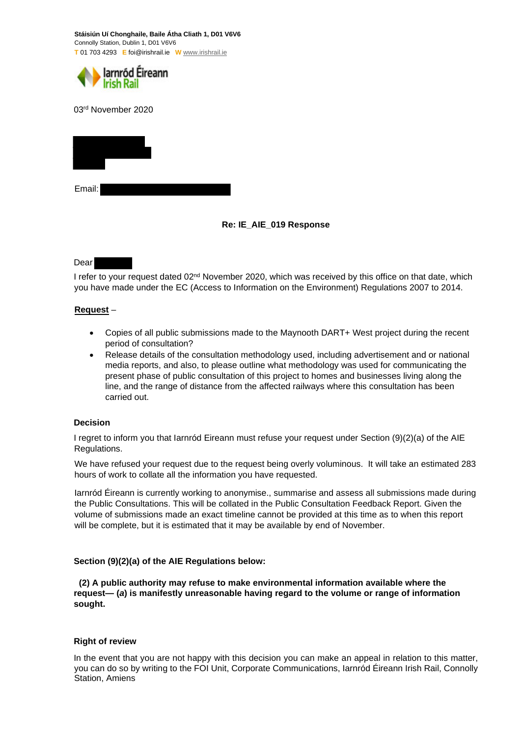**Stáisiún Uí Chonghaile, Baile Átha Cliath 1, D01 V6V6**
Connolly Station, Dublin 1, D01 V6V6
T 01 703 4293 E foi@irishrail.ie W www.irishrail.ie

Iarnród Éireann
Irish Rail

03rd November 2020

Email:

**Re: IE_AIE_019 Response**

Dear

I refer to your request dated 02nd November 2020, which was received by this office on that date, which you have made under the EC (Access to Information on the Environment) Regulations 2007 to 2014.

**Request** –

- Copies of all public submissions made to the Maynooth DART+ West project during the recent period of consultation?
- Release details of the consultation methodology used, including advertisement and or national media reports, and also, to please outline what methodology was used for communicating the present phase of public consultation of this project to homes and businesses living along the line, and the range of distance from the affected railways where this consultation has been carried out.

**Decision**

I regret to inform you that Iarnród Eireann must refuse your request under Section (9)(2)(a) of the AIE Regulations.

We have refused your request due to the request being overly voluminous. It will take an estimated 283 hours of work to collate all the information you have requested.

Iarnród Éireann is currently working to anonymise., summarise and assess all submissions made during the Public Consultations. This will be collated in the Public Consultation Feedback Report. Given the volume of submissions made an exact timeline cannot be provided at this time as to when this report will be complete, but it is estimated that it may be available by end of November.

**Section (9)(2)(a) of the AIE Regulations below:**

**(2) A public authority may refuse to make environmental information available where the request— (*a*) is manifestly unreasonable having regard to the volume or range of information sought.**

**Right of review**

In the event that you are not happy with this decision you can make an appeal in relation to this matter, you can do so by writing to the FOI Unit, Corporate Communications, Iarnród Éireann Irish Rail, Connolly Station, Amiens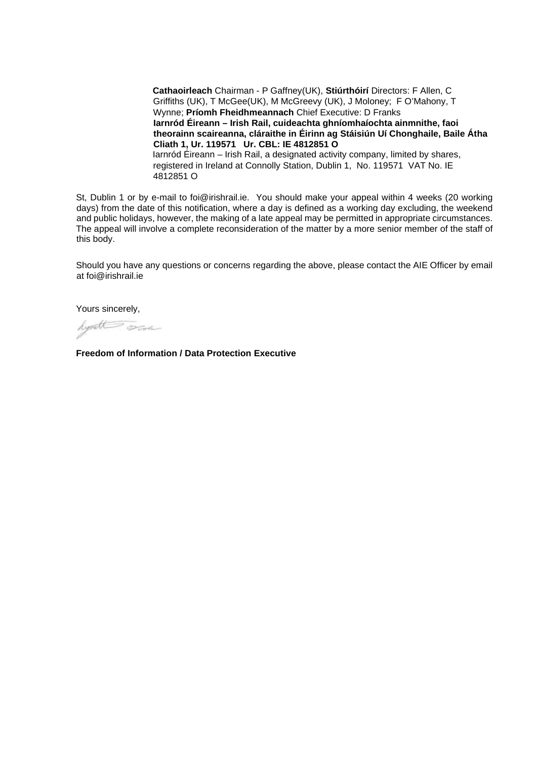**Cathaoirleach** Chairman - P Gaffney(UK), **Stiúrthóirí** Directors: F Allen, C Griffiths (UK), T McGee(UK), M McGreevy (UK), J Moloney; F O'Mahony, T Wynne; **Príomh Fheidhmeannach** Chief Executive: D Franks
**Iarnród Éireann – Irish Rail, cuideachta ghníomhaíochta ainmnithe, faoi theorainn scaireanna, cláraithe in Éirinn ag Stáisiún Uí Chonghaile, Baile Átha Cliath 1, Ur. 119571 Ur. CBL: IE 4812851 O**
Iarnród Éireann – Irish Rail, a designated activity company, limited by shares, registered in Ireland at Connolly Station, Dublin 1, No. 119571 VAT No. IE 4812851 O

St, Dublin 1 or by e-mail to foi@irishrail.ie. You should make your appeal within 4 weeks (20 working days) from the date of this notification, where a day is defined as a working day excluding, the weekend and public holidays, however, the making of a late appeal may be permitted in appropriate circumstances. The appeal will involve a complete reconsideration of the matter by a more senior member of the staff of this body.

Should you have any questions or concerns regarding the above, please contact the AIE Officer by email at foi@irishrail.ie

Yours sincerely,

**Freedom of Information / Data Protection Executive**